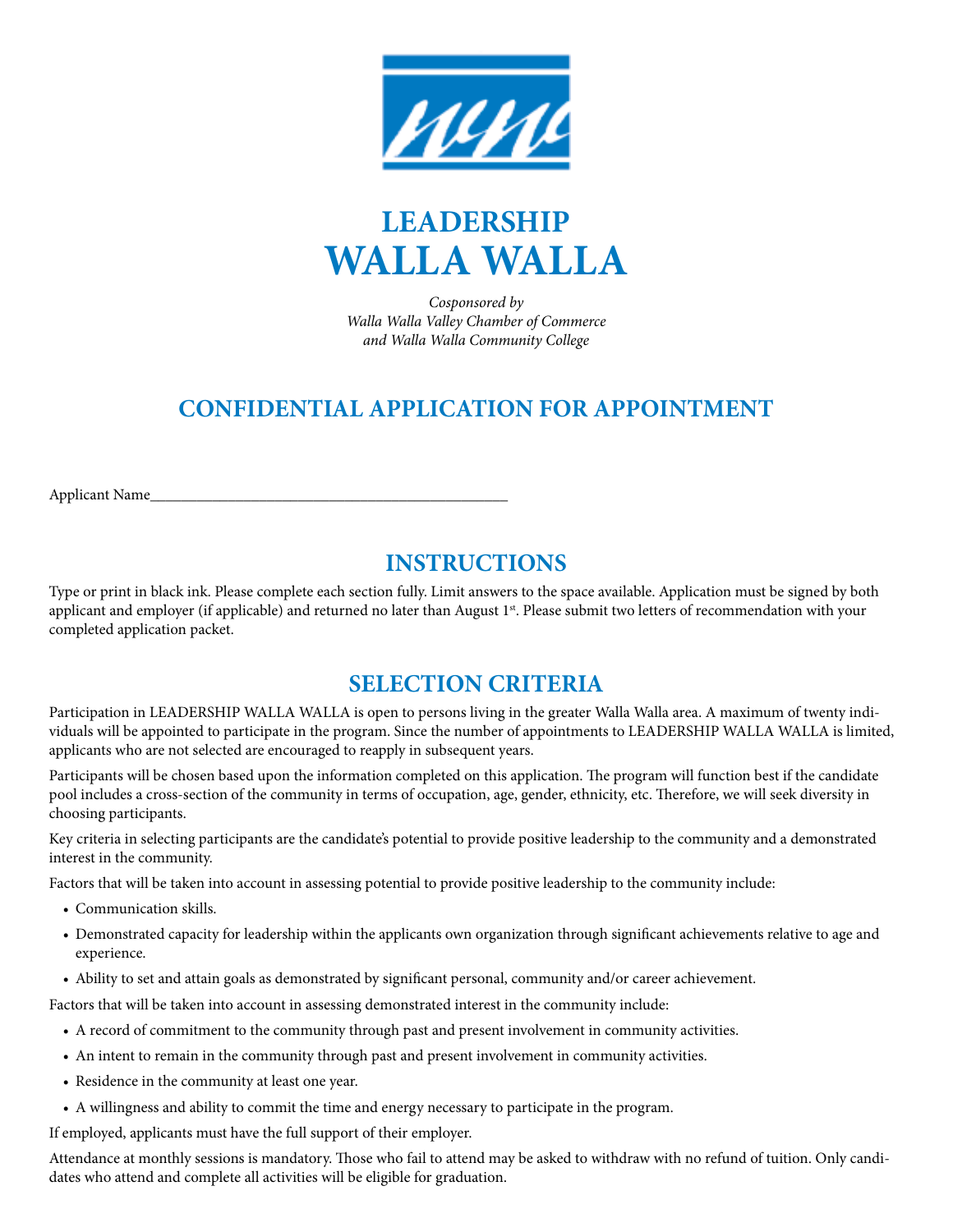# LEADERSHIP WALLA WALLA

*Cosponsored by Walla Walla Valley Chamber of Commerce and Walla Walla Community College*

## CONFIDENTIAL APPLICATION FOR APPOINTMENT

Applicant Name_______________________________________________

## INSTRUCTIONS

Type or print in black ink. Please complete each section fully. Limit answers to the space available. Application must be signed by both applicant and employer (if applicable) and returned no later than August 1st. Please submit two letters of recommendation with your completed application packet.

## SELECTION CRITERIA

Participation in LEADERSHIP WALLA WALLA is open to persons living in the greater Walla Walla area. A maximum of twenty individuals will be appointed to participate in the program. Since the number of appointments to LEADERSHIP WALLA WALLA is limited, applicants who are not selected are encouraged to reapply in subsequent years.

Participants will be chosen based upon the information completed on this application. The program will function best if the candidate pool includes a cross-section of the community in terms of occupation, age, gender, ethnicity, etc. Therefore, we will seek diversity in choosing participants.

Key criteria in selecting participants are the candidate's potential to provide positive leadership to the community and a demonstrated interest in the community.

Factors that will be taken into account in assessing potential to provide positive leadership to the community include:

- Communication skills.
- Demonstrated capacity for leadership within the applicants own organization through significant achievements relative to age and experience.
- Ability to set and attain goals as demonstrated by significant personal, community and/or career achievement.

Factors that will be taken into account in assessing demonstrated interest in the community include:

- A record of commitment to the community through past and present involvement in community activities.
- An intent to remain in the community through past and present involvement in community activities.
- Residence in the community at least one year.
- A willingness and ability to commit the time and energy necessary to participate in the program.

If employed, applicants must have the full support of their employer.

Attendance at monthly sessions is mandatory. Those who fail to attend may be asked to withdraw with no refund of tuition. Only candidates who attend and complete all activities will be eligible for graduation.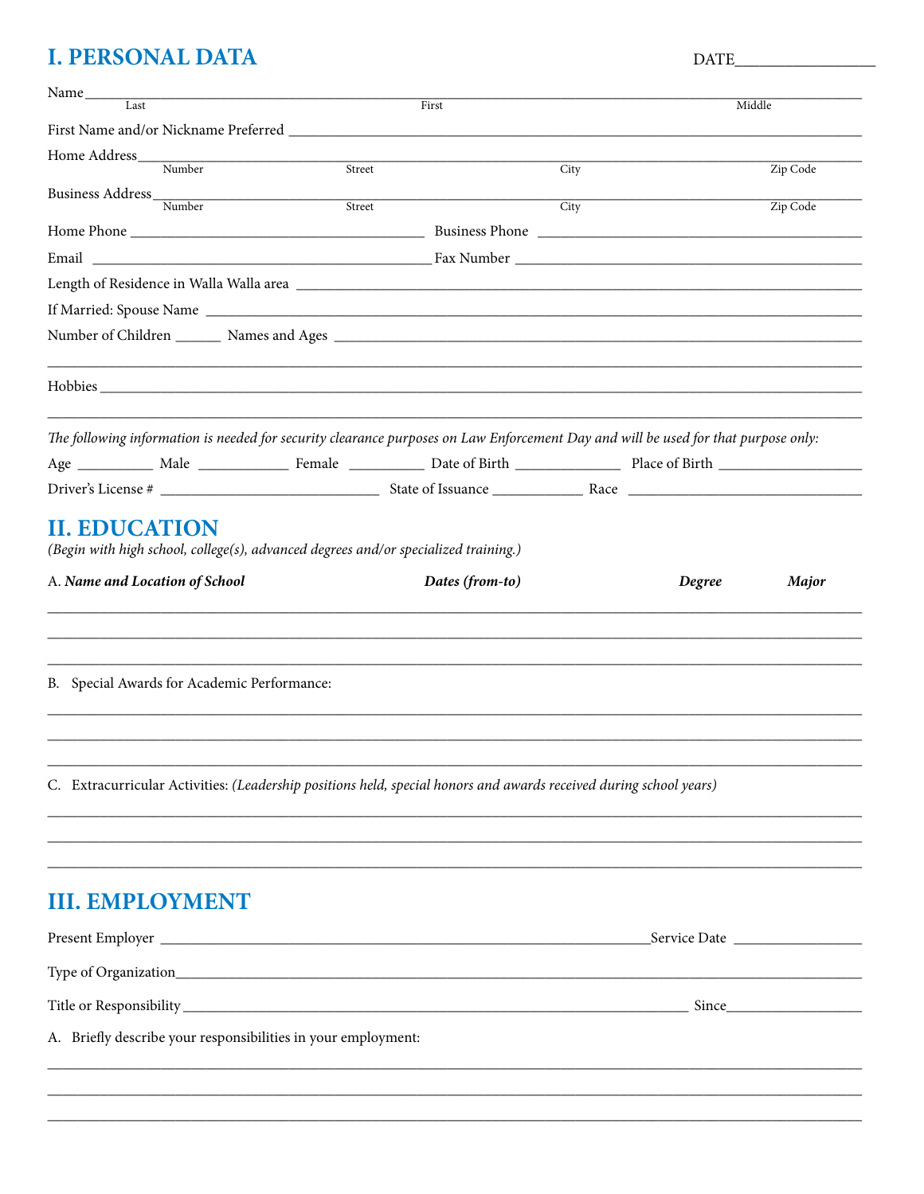## I. PERSONAL DATA

DATE_________________

Name_____________________________________________________________________________
Last First Middle

First Name and/or Nickname Preferred ______________________________________________

Home Address_______________________________________________________________________
Number Street City Zip Code

Business Address___________________________________________________________________
Number Street City Zip Code

Home Phone ______________________________ Business Phone ______________________________

Email ______________________________ Fax Number ______________________________

Length of Residence in Walla Walla area ______________________________________________

If Married: Spouse Name ___________________________________________________________

Number of Children ______ Names and Ages ____________________________________________

_________________________________________________________________________________

Hobbies __________________________________________________________________________

_________________________________________________________________________________

*The following information is needed for security clearance purposes on Law Enforcement Day and will be used for that purpose only:*

Age __________ Male ____________ Female __________ Date of Birth ______________ Place of Birth ___________________

Driver's License # _____________________________ State of Issuance ____________ Race ________________________________

## II. EDUCATION

*(Begin with high school, college(s), advanced degrees and/or specialized training.)*

A. ***Name and Location of School*** ***Dates (from-to)*** ***Degree*** ***Major***

_________________________________________________________________________________

_________________________________________________________________________________

_________________________________________________________________________________

B. Special Awards for Academic Performance:

_________________________________________________________________________________

_________________________________________________________________________________

_________________________________________________________________________________

C. Extracurricular Activities: *(Leadership positions held, special honors and awards received during school years)*

_________________________________________________________________________________

_________________________________________________________________________________

_________________________________________________________________________________

## III. EMPLOYMENT

Present Employer ______________________________________________Service Date _________________

Type of Organization_______________________________________________________________

Title or Responsibility ______________________________________________ Since__________________

A. Briefly describe your responsibilities in your employment:

_________________________________________________________________________________

_________________________________________________________________________________

_________________________________________________________________________________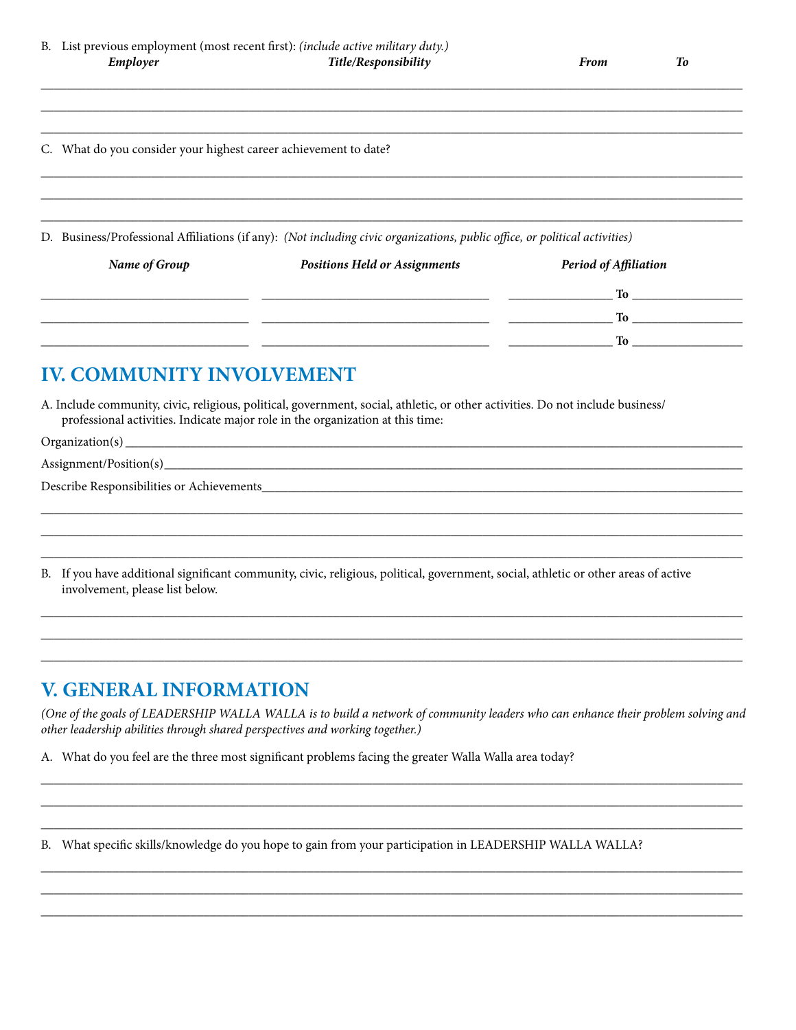B. List previous employment (most recent first): *(include active military duty.)*

| *Employer* | *Title/Responsibility* | *From* | *To* |
|---|---|---|---|
| | | | |
| | | | |
| | | | |

C. What do you consider your highest career achievement to date?

\_\_\_\_\_\_\_\_\_\_\_\_\_\_\_\_\_\_\_\_\_\_\_\_\_\_\_\_\_\_\_\_\_\_\_\_\_\_\_\_\_\_\_\_\_\_\_\_\_\_\_\_\_\_\_\_\_\_\_\_

\_\_\_\_\_\_\_\_\_\_\_\_\_\_\_\_\_\_\_\_\_\_\_\_\_\_\_\_\_\_\_\_\_\_\_\_\_\_\_\_\_\_\_\_\_\_\_\_\_\_\_\_\_\_\_\_\_\_\_\_

\_\_\_\_\_\_\_\_\_\_\_\_\_\_\_\_\_\_\_\_\_\_\_\_\_\_\_\_\_\_\_\_\_\_\_\_\_\_\_\_\_\_\_\_\_\_\_\_\_\_\_\_\_\_\_\_\_\_\_\_

D. Business/Professional Affiliations (if any): *(Not including civic organizations, public office, or political activities)*

| *Name of Group* | *Positions Held or Assignments* | *Period of Affiliation* |
|---|---|---|
| | | \_\_\_\_\_\_\_\_ **To** \_\_\_\_\_\_\_\_ |
| | | \_\_\_\_\_\_\_\_ **To** \_\_\_\_\_\_\_\_ |
| | | \_\_\_\_\_\_\_\_ **To** \_\_\_\_\_\_\_\_ |

## IV. COMMUNITY INVOLVEMENT

A. Include community, civic, religious, political, government, social, athletic, or other activities. Do not include business/professional activities. Indicate major role in the organization at this time:

Organization(s) \_\_\_\_\_\_\_\_\_\_\_\_\_\_\_\_\_\_\_\_\_\_\_\_\_\_\_\_\_\_\_\_\_\_\_\_\_\_\_\_\_\_\_\_\_\_\_\_

Assignment/Position(s) \_\_\_\_\_\_\_\_\_\_\_\_\_\_\_\_\_\_\_\_\_\_\_\_\_\_\_\_\_\_\_\_\_\_\_\_\_\_\_\_\_\_

Describe Responsibilities or Achievements \_\_\_\_\_\_\_\_\_\_\_\_\_\_\_\_\_\_\_\_\_\_\_\_\_\_\_\_

\_\_\_\_\_\_\_\_\_\_\_\_\_\_\_\_\_\_\_\_\_\_\_\_\_\_\_\_\_\_\_\_\_\_\_\_\_\_\_\_\_\_\_\_\_\_\_\_\_\_\_\_\_\_\_\_\_\_\_\_

\_\_\_\_\_\_\_\_\_\_\_\_\_\_\_\_\_\_\_\_\_\_\_\_\_\_\_\_\_\_\_\_\_\_\_\_\_\_\_\_\_\_\_\_\_\_\_\_\_\_\_\_\_\_\_\_\_\_\_\_

\_\_\_\_\_\_\_\_\_\_\_\_\_\_\_\_\_\_\_\_\_\_\_\_\_\_\_\_\_\_\_\_\_\_\_\_\_\_\_\_\_\_\_\_\_\_\_\_\_\_\_\_\_\_\_\_\_\_\_\_

B. If you have additional significant community, civic, religious, political, government, social, athletic or other areas of active involvement, please list below.

\_\_\_\_\_\_\_\_\_\_\_\_\_\_\_\_\_\_\_\_\_\_\_\_\_\_\_\_\_\_\_\_\_\_\_\_\_\_\_\_\_\_\_\_\_\_\_\_\_\_\_\_\_\_\_\_\_\_\_\_

\_\_\_\_\_\_\_\_\_\_\_\_\_\_\_\_\_\_\_\_\_\_\_\_\_\_\_\_\_\_\_\_\_\_\_\_\_\_\_\_\_\_\_\_\_\_\_\_\_\_\_\_\_\_\_\_\_\_\_\_

\_\_\_\_\_\_\_\_\_\_\_\_\_\_\_\_\_\_\_\_\_\_\_\_\_\_\_\_\_\_\_\_\_\_\_\_\_\_\_\_\_\_\_\_\_\_\_\_\_\_\_\_\_\_\_\_\_\_\_\_

## V. GENERAL INFORMATION

*(One of the goals of LEADERSHIP WALLA WALLA is to build a network of community leaders who can enhance their problem solving and other leadership abilities through shared perspectives and working together.)*

A. What do you feel are the three most significant problems facing the greater Walla Walla area today?

\_\_\_\_\_\_\_\_\_\_\_\_\_\_\_\_\_\_\_\_\_\_\_\_\_\_\_\_\_\_\_\_\_\_\_\_\_\_\_\_\_\_\_\_\_\_\_\_\_\_\_\_\_\_\_\_\_\_\_\_

\_\_\_\_\_\_\_\_\_\_\_\_\_\_\_\_\_\_\_\_\_\_\_\_\_\_\_\_\_\_\_\_\_\_\_\_\_\_\_\_\_\_\_\_\_\_\_\_\_\_\_\_\_\_\_\_\_\_\_\_

\_\_\_\_\_\_\_\_\_\_\_\_\_\_\_\_\_\_\_\_\_\_\_\_\_\_\_\_\_\_\_\_\_\_\_\_\_\_\_\_\_\_\_\_\_\_\_\_\_\_\_\_\_\_\_\_\_\_\_\_

B. What specific skills/knowledge do you hope to gain from your participation in LEADERSHIP WALLA WALLA?

\_\_\_\_\_\_\_\_\_\_\_\_\_\_\_\_\_\_\_\_\_\_\_\_\_\_\_\_\_\_\_\_\_\_\_\_\_\_\_\_\_\_\_\_\_\_\_\_\_\_\_\_\_\_\_\_\_\_\_\_

\_\_\_\_\_\_\_\_\_\_\_\_\_\_\_\_\_\_\_\_\_\_\_\_\_\_\_\_\_\_\_\_\_\_\_\_\_\_\_\_\_\_\_\_\_\_\_\_\_\_\_\_\_\_\_\_\_\_\_\_

\_\_\_\_\_\_\_\_\_\_\_\_\_\_\_\_\_\_\_\_\_\_\_\_\_\_\_\_\_\_\_\_\_\_\_\_\_\_\_\_\_\_\_\_\_\_\_\_\_\_\_\_\_\_\_\_\_\_\_\_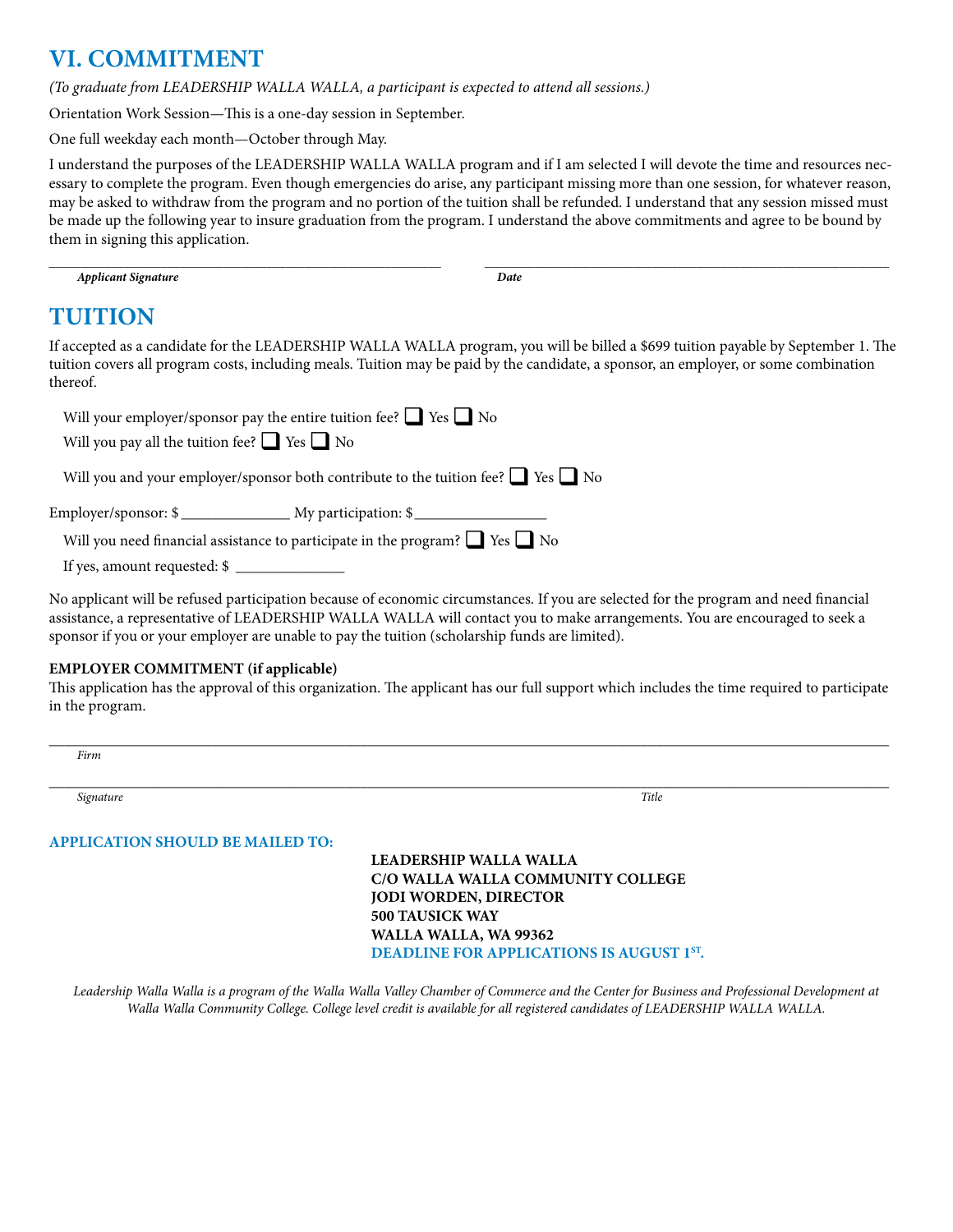## VI. COMMITMENT

*(To graduate from LEADERSHIP WALLA WALLA, a participant is expected to attend all sessions.)*

Orientation Work Session—This is a one-day session in September.

One full weekday each month—October through May.

I understand the purposes of the LEADERSHIP WALLA WALLA program and if I am selected I will devote the time and resources necessary to complete the program. Even though emergencies do arise, any participant missing more than one session, for whatever reason, may be asked to withdraw from the program and no portion of the tuition shall be refunded. I understand that any session missed must be made up the following year to insure graduation from the program. I understand the above commitments and agree to be bound by them in signing this application.

_______________________________________________ _______________________________________________

***Applicant Signature*** ***Date***

## TUITION

If accepted as a candidate for the LEADERSHIP WALLA WALLA program, you will be billed a $699 tuition payable by September 1. The tuition covers all program costs, including meals. Tuition may be paid by the candidate, a sponsor, an employer, or some combination thereof.

Will your employer/sponsor pay the entire tuition fee? ☐ Yes ☐ No

Will you pay all the tuition fee? ☐ Yes ☐ No

Will you and your employer/sponsor both contribute to the tuition fee? ☐ Yes ☐ No

Employer/sponsor: $______________ My participation: $_________________

Will you need financial assistance to participate in the program? ☐ Yes ☐ No

If yes, amount requested: $ ______________

No applicant will be refused participation because of economic circumstances. If you are selected for the program and need financial assistance, a representative of LEADERSHIP WALLA WALLA will contact you to make arrangements. You are encouraged to seek a sponsor if you or your employer are unable to pay the tuition (scholarship funds are limited).

**EMPLOYER COMMITMENT (if applicable)**

This application has the approval of this organization. The applicant has our full support which includes the time required to participate in the program.

_____________________________________________________________________________________________

*Firm*

_____________________________________________________________________________________________

*Signature* *Title*

**APPLICATION SHOULD BE MAILED TO:**

**LEADERSHIP WALLA WALLA**
**C/O WALLA WALLA COMMUNITY COLLEGE**
**JODI WORDEN, DIRECTOR**
**500 TAUSICK WAY**
**WALLA WALLA, WA 99362**
**DEADLINE FOR APPLICATIONS IS AUGUST 1ST.**

*Leadership Walla Walla is a program of the Walla Walla Valley Chamber of Commerce and the Center for Business and Professional Development at Walla Walla Community College. College level credit is available for all registered candidates of LEADERSHIP WALLA WALLA.*